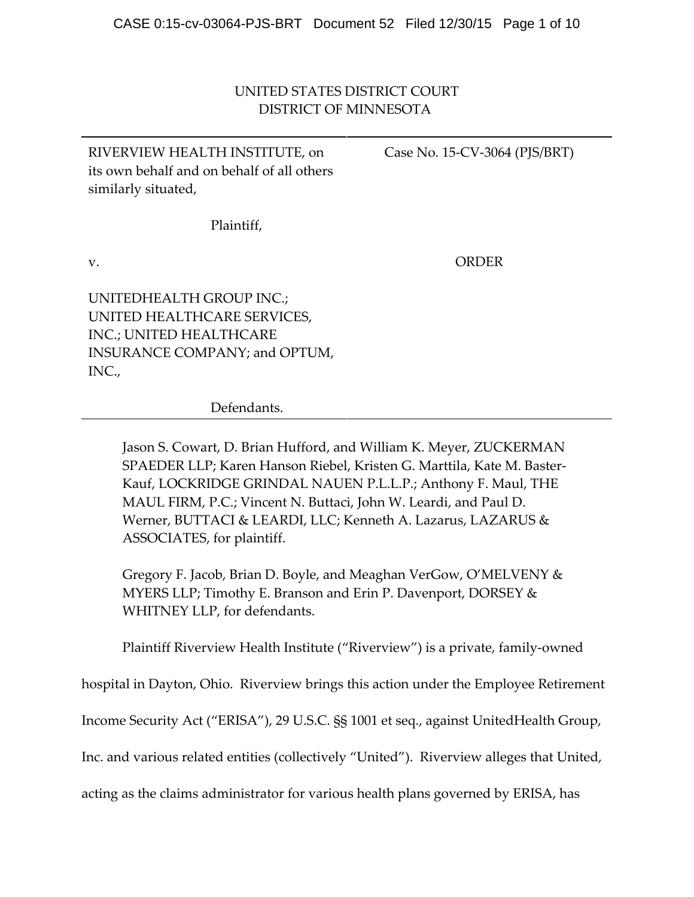UNITED STATES DISTRICT COURT
DISTRICT OF MINNESOTA

| | |
|---|---|
| RIVERVIEW HEALTH INSTITUTE, on its own behalf and on behalf of all others similarly situated,<br><br>Plaintiff,<br><br>v.<br><br>UNITEDHEALTH GROUP INC.; UNITED HEALTHCARE SERVICES, INC.; UNITED HEALTHCARE INSURANCE COMPANY; and OPTUM, INC.,<br><br>Defendants. | Case No. 15-CV-3064 (PJS/BRT)<br><br><br><br>ORDER |

Jason S. Cowart, D. Brian Hufford, and William K. Meyer, ZUCKERMAN SPAEDER LLP; Karen Hanson Riebel, Kristen G. Marttila, Kate M. Baster-Kauf, LOCKRIDGE GRINDAL NAUEN P.L.L.P.; Anthony F. Maul, THE MAUL FIRM, P.C.; Vincent N. Buttaci, John W. Leardi, and Paul D. Werner, BUTTACI & LEARDI, LLC; Kenneth A. Lazarus, LAZARUS & ASSOCIATES, for plaintiff.

Gregory F. Jacob, Brian D. Boyle, and Meaghan VerGow, O'MELVENY & MYERS LLP; Timothy E. Branson and Erin P. Davenport, DORSEY & WHITNEY LLP, for defendants.

Plaintiff Riverview Health Institute ("Riverview") is a private, family-owned hospital in Dayton, Ohio. Riverview brings this action under the Employee Retirement Income Security Act ("ERISA"), 29 U.S.C. §§ 1001 et seq., against UnitedHealth Group, Inc. and various related entities (collectively "United"). Riverview alleges that United, acting as the claims administrator for various health plans governed by ERISA, has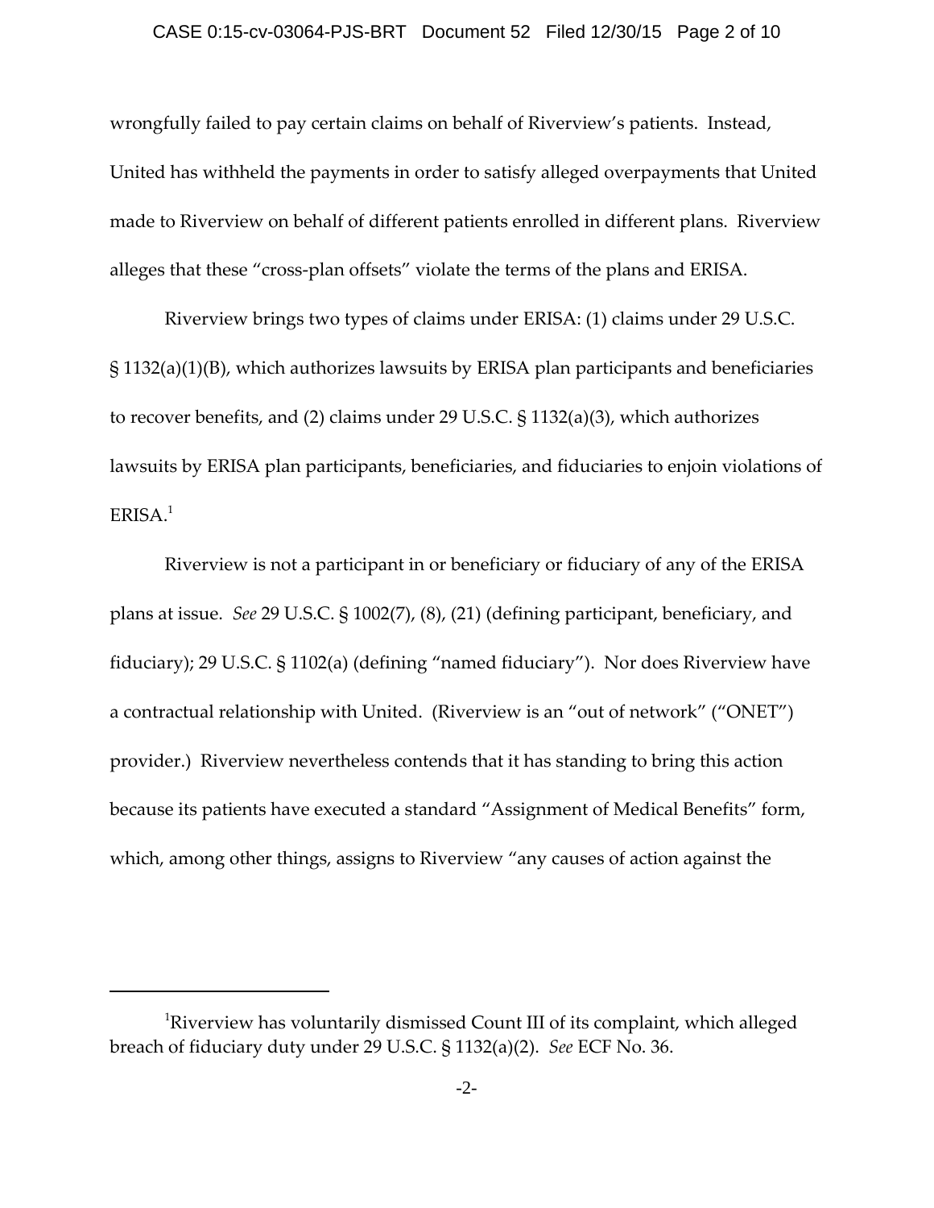wrongfully failed to pay certain claims on behalf of Riverview's patients. Instead, United has withheld the payments in order to satisfy alleged overpayments that United made to Riverview on behalf of different patients enrolled in different plans. Riverview alleges that these "cross-plan offsets" violate the terms of the plans and ERISA.

Riverview brings two types of claims under ERISA: (1) claims under 29 U.S.C. § 1132(a)(1)(B), which authorizes lawsuits by ERISA plan participants and beneficiaries to recover benefits, and (2) claims under 29 U.S.C. § 1132(a)(3), which authorizes lawsuits by ERISA plan participants, beneficiaries, and fiduciaries to enjoin violations of ERISA.[1]

Riverview is not a participant in or beneficiary or fiduciary of any of the ERISA plans at issue. *See* 29 U.S.C. § 1002(7), (8), (21) (defining participant, beneficiary, and fiduciary); 29 U.S.C. § 1102(a) (defining "named fiduciary"). Nor does Riverview have a contractual relationship with United. (Riverview is an "out of network" ("ONET") provider.) Riverview nevertheless contends that it has standing to bring this action because its patients have executed a standard "Assignment of Medical Benefits" form, which, among other things, assigns to Riverview "any causes of action against the

---

[1]Riverview has voluntarily dismissed Count III of its complaint, which alleged breach of fiduciary duty under 29 U.S.C. § 1132(a)(2). *See* ECF No. 36.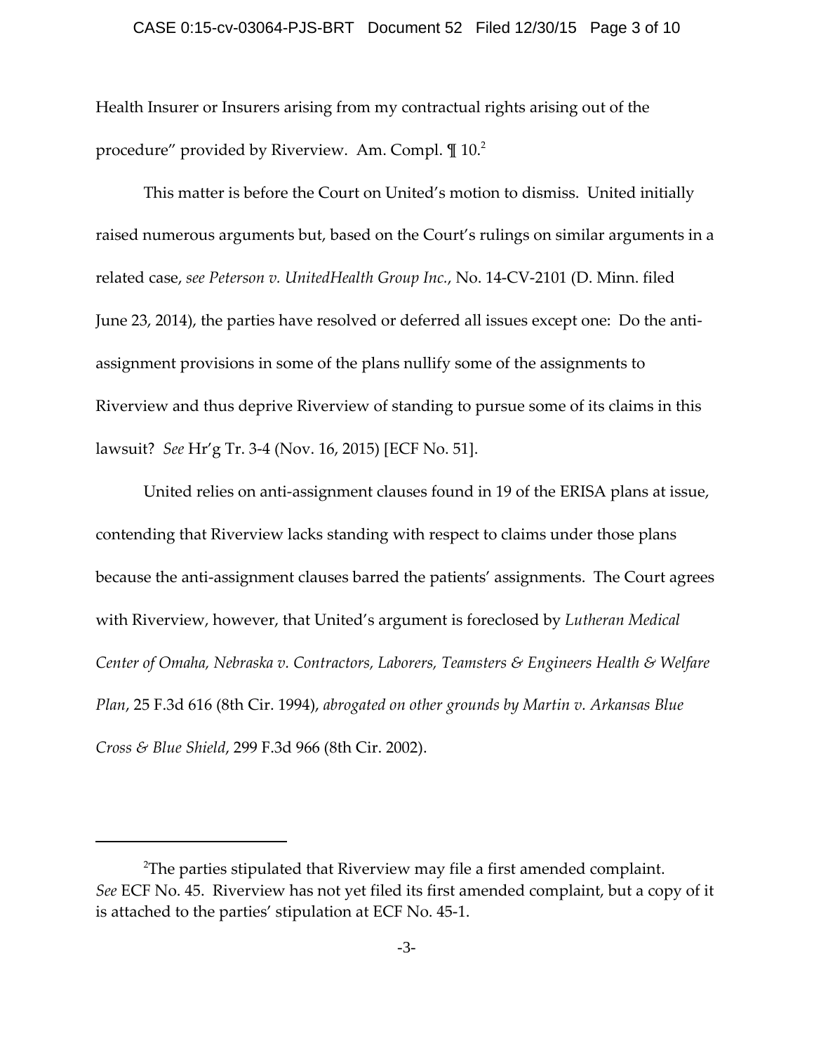Health Insurer or Insurers arising from my contractual rights arising out of the procedure" provided by Riverview. Am. Compl. ¶ 10.[2]

This matter is before the Court on United's motion to dismiss. United initially raised numerous arguments but, based on the Court's rulings on similar arguments in a related case, *see Peterson v. UnitedHealth Group Inc.*, No. 14-CV-2101 (D. Minn. filed June 23, 2014), the parties have resolved or deferred all issues except one: Do the anti-assignment provisions in some of the plans nullify some of the assignments to Riverview and thus deprive Riverview of standing to pursue some of its claims in this lawsuit? *See* Hr'g Tr. 3-4 (Nov. 16, 2015) [ECF No. 51].

United relies on anti-assignment clauses found in 19 of the ERISA plans at issue, contending that Riverview lacks standing with respect to claims under those plans because the anti-assignment clauses barred the patients' assignments. The Court agrees with Riverview, however, that United's argument is foreclosed by *Lutheran Medical Center of Omaha, Nebraska v. Contractors, Laborers, Teamsters & Engineers Health & Welfare Plan*, 25 F.3d 616 (8th Cir. 1994), *abrogated on other grounds by Martin v. Arkansas Blue Cross & Blue Shield*, 299 F.3d 966 (8th Cir. 2002).

---

[2]The parties stipulated that Riverview may file a first amended complaint. *See* ECF No. 45. Riverview has not yet filed its first amended complaint, but a copy of it is attached to the parties' stipulation at ECF No. 45-1.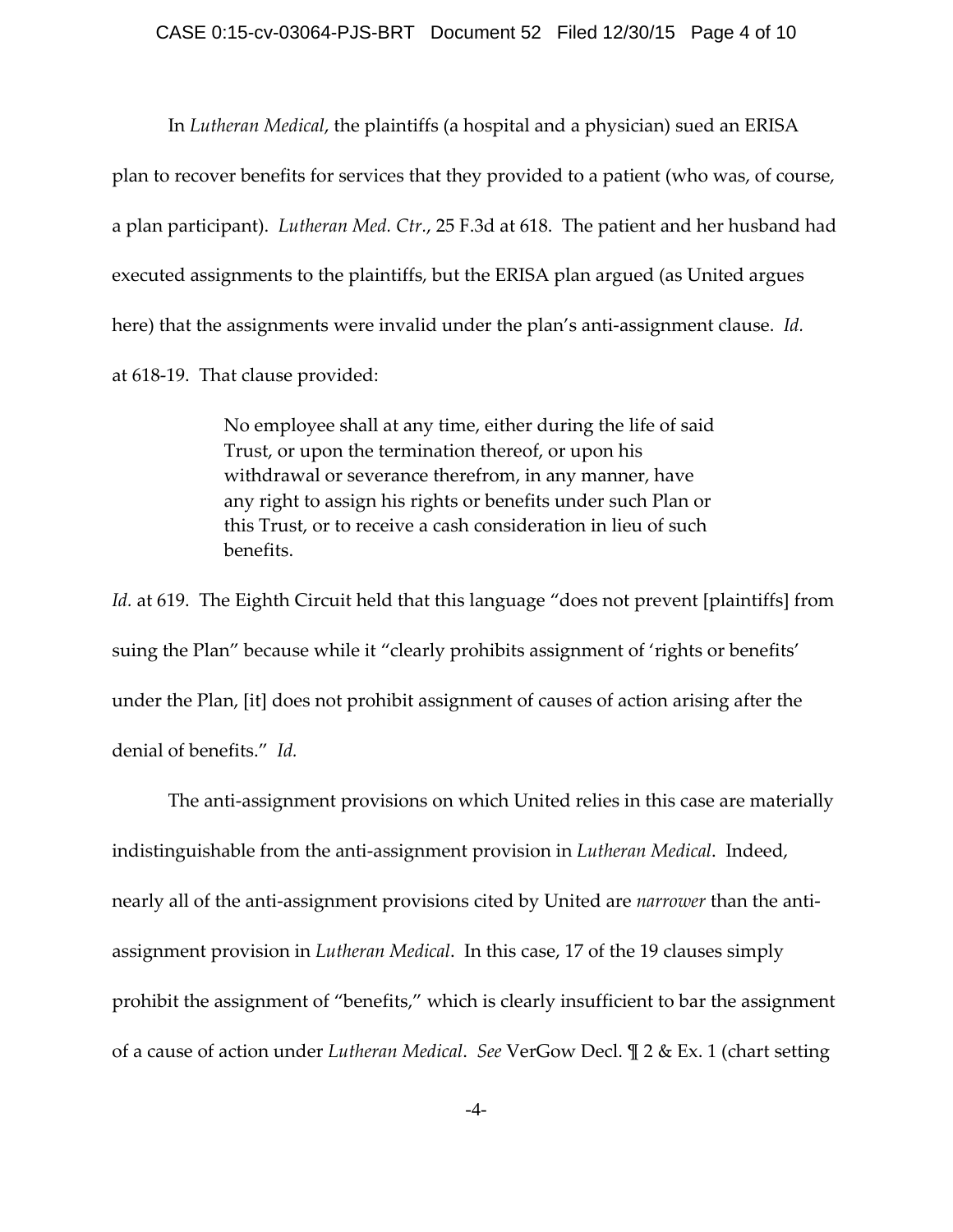In *Lutheran Medical*, the plaintiffs (a hospital and a physician) sued an ERISA plan to recover benefits for services that they provided to a patient (who was, of course, a plan participant). *Lutheran Med. Ctr.*, 25 F.3d at 618. The patient and her husband had executed assignments to the plaintiffs, but the ERISA plan argued (as United argues here) that the assignments were invalid under the plan's anti-assignment clause. *Id.* at 618-19. That clause provided:

> No employee shall at any time, either during the life of said Trust, or upon the termination thereof, or upon his withdrawal or severance therefrom, in any manner, have any right to assign his rights or benefits under such Plan or this Trust, or to receive a cash consideration in lieu of such benefits.

*Id.* at 619. The Eighth Circuit held that this language "does not prevent [plaintiffs] from suing the Plan" because while it "clearly prohibits assignment of 'rights or benefits' under the Plan, [it] does not prohibit assignment of causes of action arising after the denial of benefits." *Id.*

The anti-assignment provisions on which United relies in this case are materially indistinguishable from the anti-assignment provision in *Lutheran Medical*. Indeed, nearly all of the anti-assignment provisions cited by United are *narrower* than the anti-assignment provision in *Lutheran Medical*. In this case, 17 of the 19 clauses simply prohibit the assignment of "benefits," which is clearly insufficient to bar the assignment of a cause of action under *Lutheran Medical*. *See* VerGow Decl. ¶ 2 & Ex. 1 (chart setting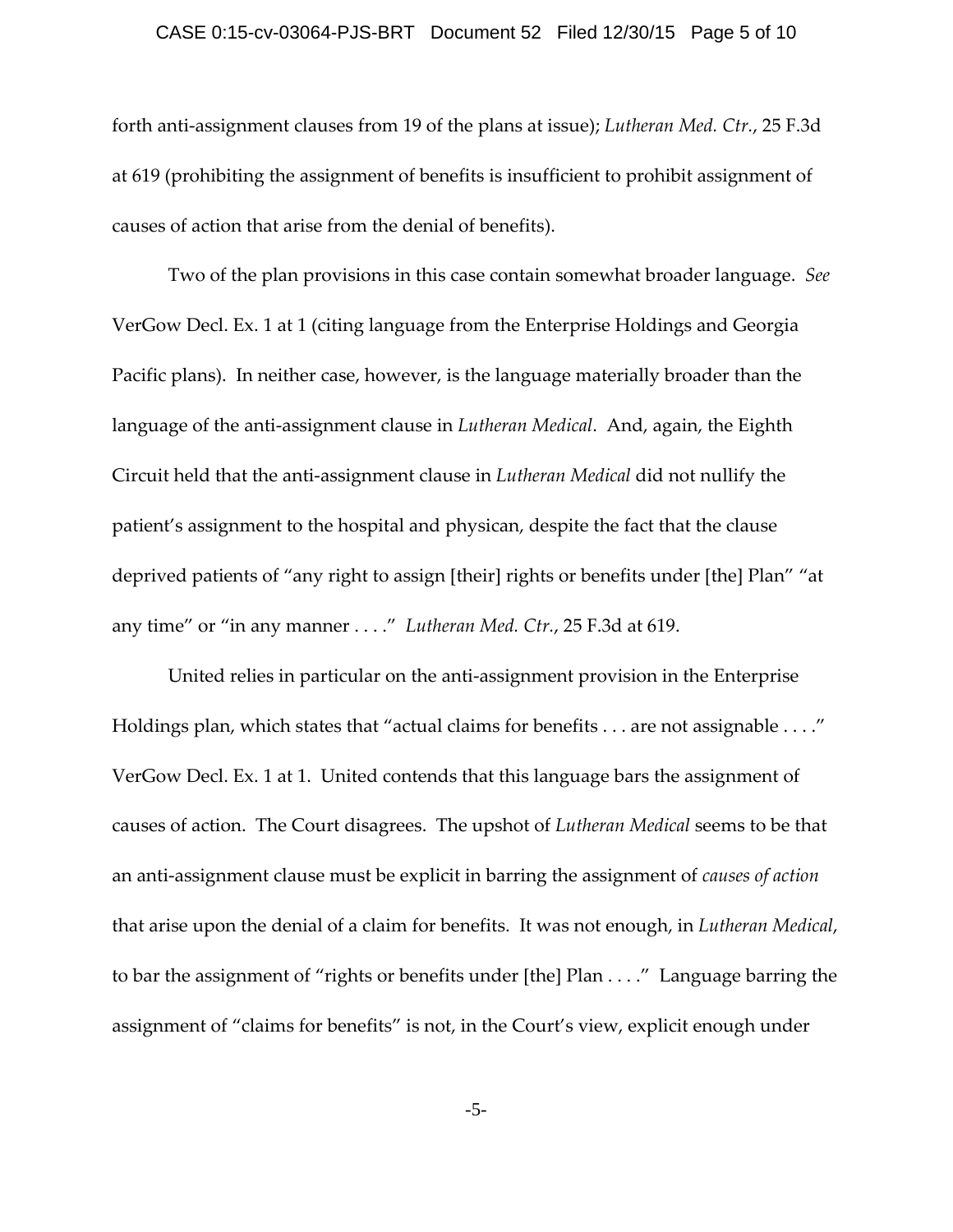forth anti-assignment clauses from 19 of the plans at issue); *Lutheran Med. Ctr.*, 25 F.3d at 619 (prohibiting the assignment of benefits is insufficient to prohibit assignment of causes of action that arise from the denial of benefits).

Two of the plan provisions in this case contain somewhat broader language. *See* VerGow Decl. Ex. 1 at 1 (citing language from the Enterprise Holdings and Georgia Pacific plans). In neither case, however, is the language materially broader than the language of the anti-assignment clause in *Lutheran Medical*. And, again, the Eighth Circuit held that the anti-assignment clause in *Lutheran Medical* did not nullify the patient's assignment to the hospital and physican, despite the fact that the clause deprived patients of "any right to assign [their] rights or benefits under [the] Plan" "at any time" or "in any manner . . . ." *Lutheran Med. Ctr.*, 25 F.3d at 619.

United relies in particular on the anti-assignment provision in the Enterprise Holdings plan, which states that "actual claims for benefits . . . are not assignable . . . ." VerGow Decl. Ex. 1 at 1. United contends that this language bars the assignment of causes of action. The Court disagrees. The upshot of *Lutheran Medical* seems to be that an anti-assignment clause must be explicit in barring the assignment of *causes of action* that arise upon the denial of a claim for benefits. It was not enough, in *Lutheran Medical*, to bar the assignment of "rights or benefits under [the] Plan . . . ." Language barring the assignment of "claims for benefits" is not, in the Court's view, explicit enough under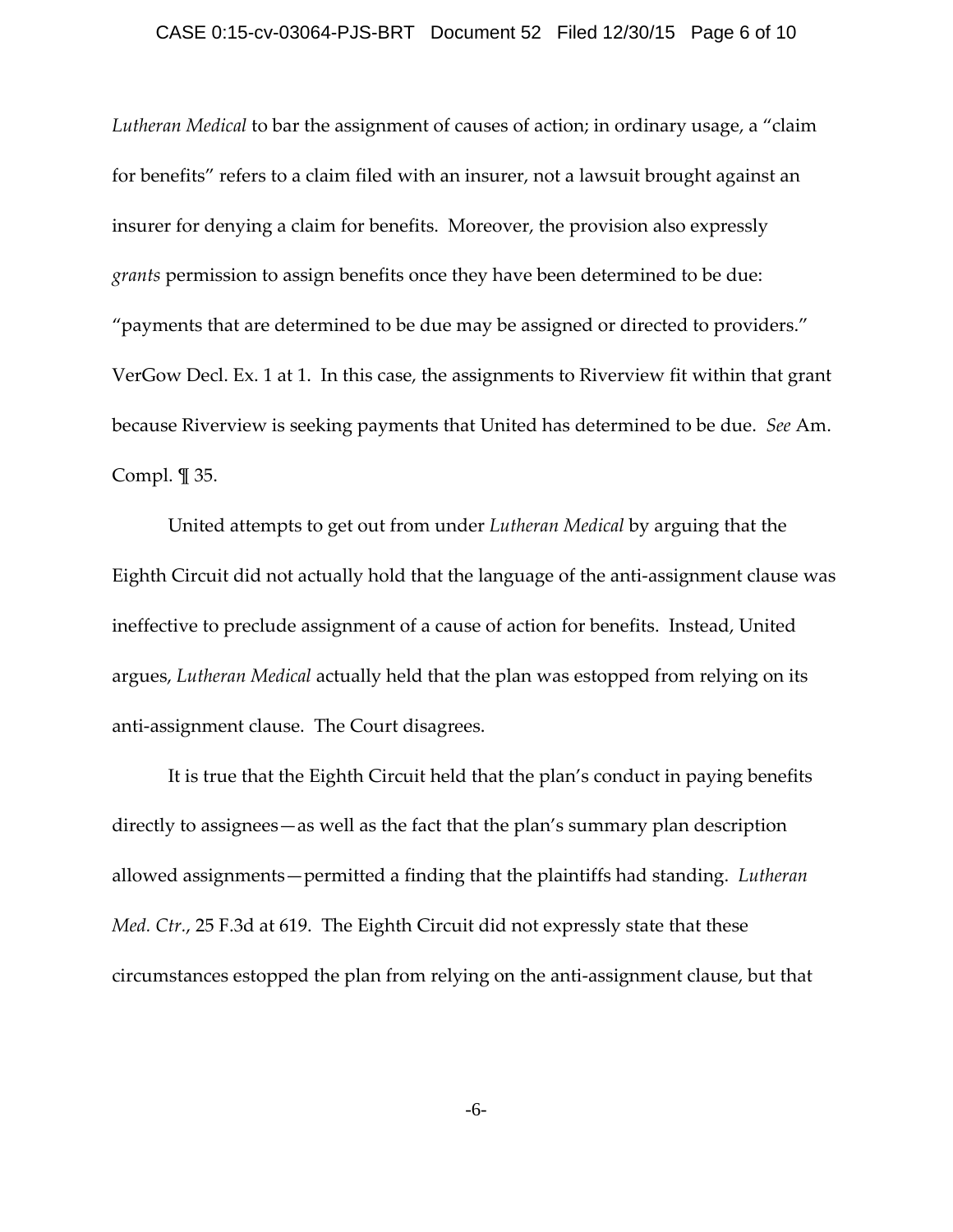*Lutheran Medical* to bar the assignment of causes of action; in ordinary usage, a "claim for benefits" refers to a claim filed with an insurer, not a lawsuit brought against an insurer for denying a claim for benefits. Moreover, the provision also expressly *grants* permission to assign benefits once they have been determined to be due: "payments that are determined to be due may be assigned or directed to providers." VerGow Decl. Ex. 1 at 1. In this case, the assignments to Riverview fit within that grant because Riverview is seeking payments that United has determined to be due. *See* Am. Compl. ¶ 35.

United attempts to get out from under *Lutheran Medical* by arguing that the Eighth Circuit did not actually hold that the language of the anti-assignment clause was ineffective to preclude assignment of a cause of action for benefits. Instead, United argues, *Lutheran Medical* actually held that the plan was estopped from relying on its anti-assignment clause. The Court disagrees.

It is true that the Eighth Circuit held that the plan's conduct in paying benefits directly to assignees—as well as the fact that the plan's summary plan description allowed assignments—permitted a finding that the plaintiffs had standing. *Lutheran Med. Ctr.*, 25 F.3d at 619. The Eighth Circuit did not expressly state that these circumstances estopped the plan from relying on the anti-assignment clause, but that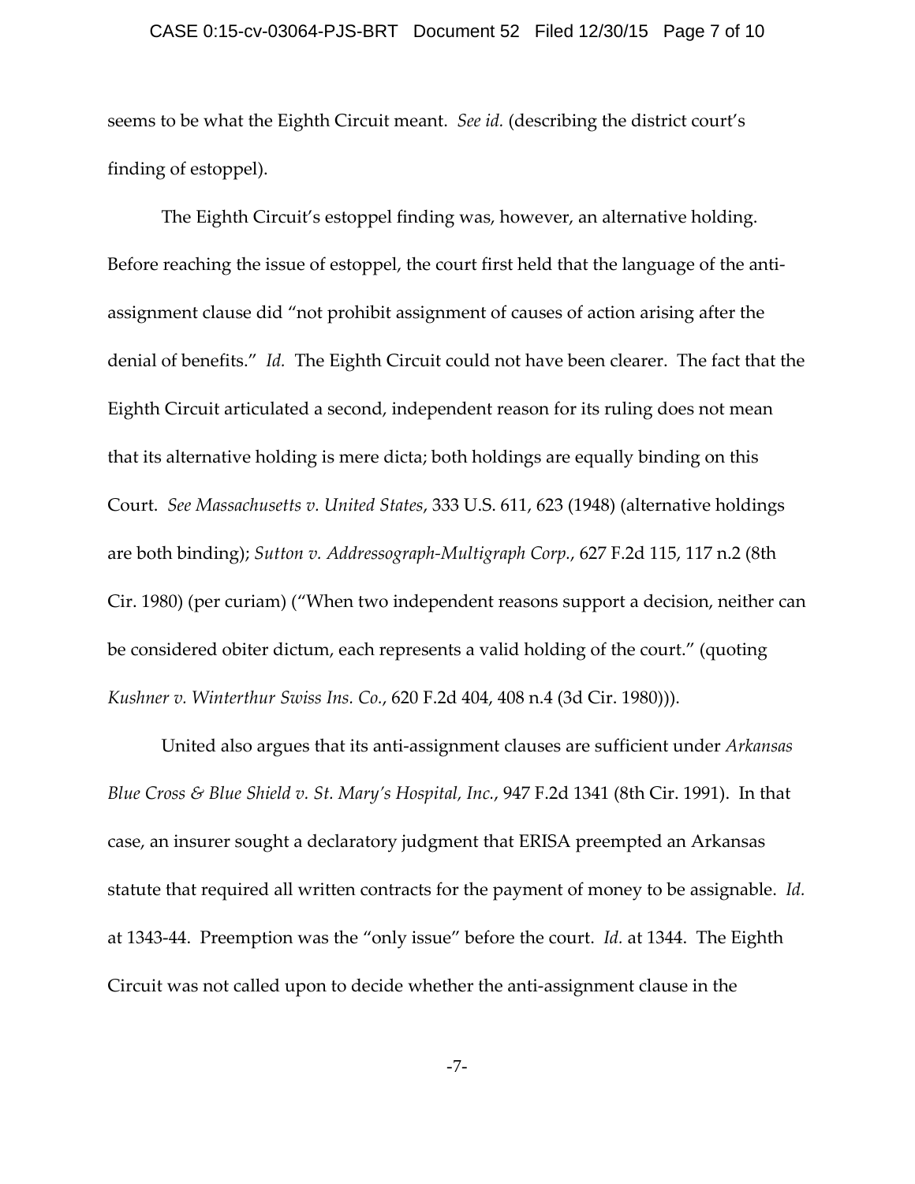seems to be what the Eighth Circuit meant. *See id.* (describing the district court's finding of estoppel).

The Eighth Circuit's estoppel finding was, however, an alternative holding. Before reaching the issue of estoppel, the court first held that the language of the anti-assignment clause did "not prohibit assignment of causes of action arising after the denial of benefits." *Id.* The Eighth Circuit could not have been clearer. The fact that the Eighth Circuit articulated a second, independent reason for its ruling does not mean that its alternative holding is mere dicta; both holdings are equally binding on this Court. *See Massachusetts v. United States*, 333 U.S. 611, 623 (1948) (alternative holdings are both binding); *Sutton v. Addressograph-Multigraph Corp.*, 627 F.2d 115, 117 n.2 (8th Cir. 1980) (per curiam) ("When two independent reasons support a decision, neither can be considered obiter dictum, each represents a valid holding of the court." (quoting *Kushner v. Winterthur Swiss Ins. Co.*, 620 F.2d 404, 408 n.4 (3d Cir. 1980))).

United also argues that its anti-assignment clauses are sufficient under *Arkansas Blue Cross & Blue Shield v. St. Mary's Hospital, Inc.*, 947 F.2d 1341 (8th Cir. 1991). In that case, an insurer sought a declaratory judgment that ERISA preempted an Arkansas statute that required all written contracts for the payment of money to be assignable. *Id.* at 1343-44. Preemption was the "only issue" before the court. *Id.* at 1344. The Eighth Circuit was not called upon to decide whether the anti-assignment clause in the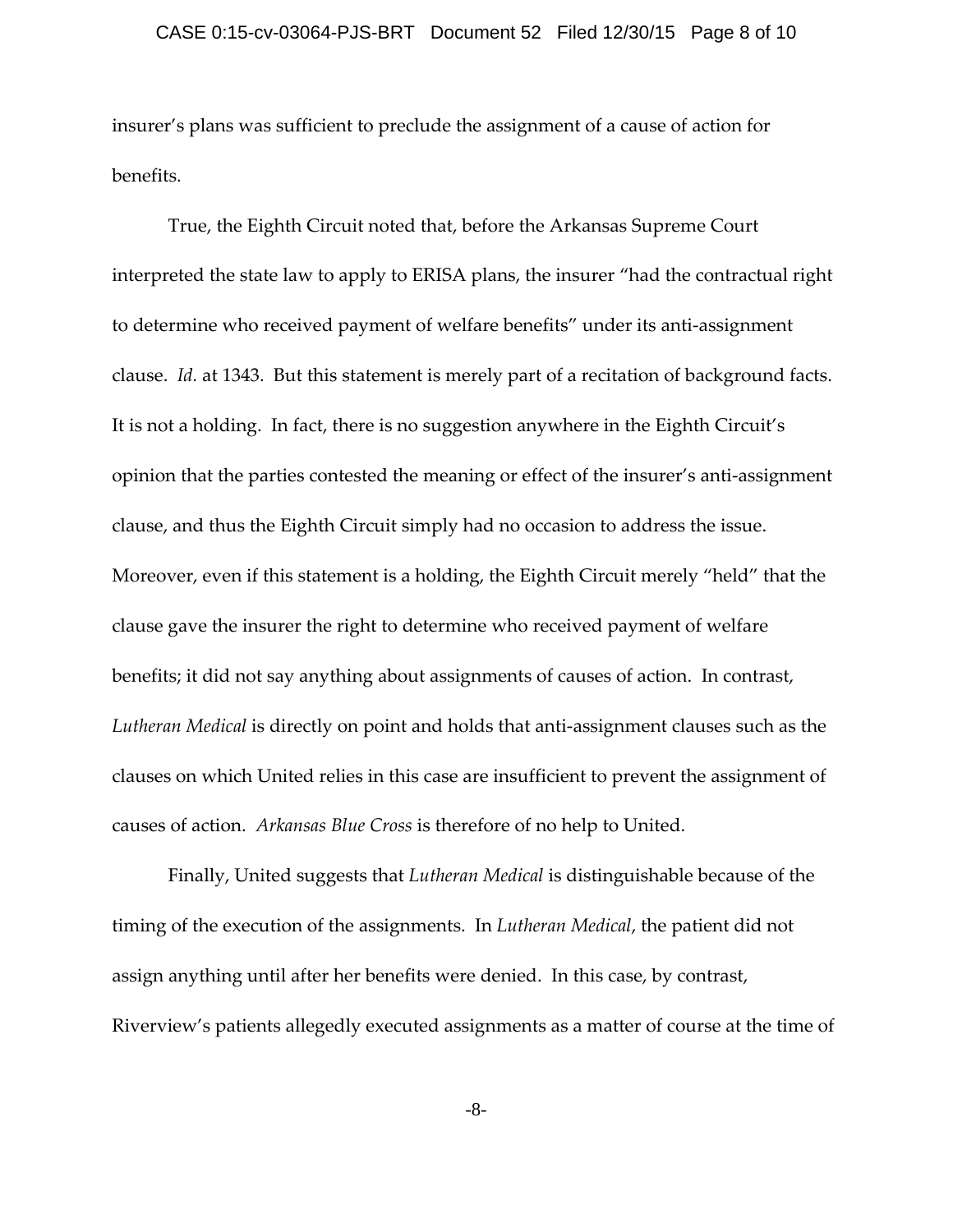insurer's plans was sufficient to preclude the assignment of a cause of action for benefits.

True, the Eighth Circuit noted that, before the Arkansas Supreme Court interpreted the state law to apply to ERISA plans, the insurer "had the contractual right to determine who received payment of welfare benefits" under its anti-assignment clause. *Id.* at 1343. But this statement is merely part of a recitation of background facts. It is not a holding. In fact, there is no suggestion anywhere in the Eighth Circuit's opinion that the parties contested the meaning or effect of the insurer's anti-assignment clause, and thus the Eighth Circuit simply had no occasion to address the issue. Moreover, even if this statement is a holding, the Eighth Circuit merely "held" that the clause gave the insurer the right to determine who received payment of welfare benefits; it did not say anything about assignments of causes of action. In contrast, *Lutheran Medical* is directly on point and holds that anti-assignment clauses such as the clauses on which United relies in this case are insufficient to prevent the assignment of causes of action. *Arkansas Blue Cross* is therefore of no help to United.

Finally, United suggests that *Lutheran Medical* is distinguishable because of the timing of the execution of the assignments. In *Lutheran Medical*, the patient did not assign anything until after her benefits were denied. In this case, by contrast, Riverview's patients allegedly executed assignments as a matter of course at the time of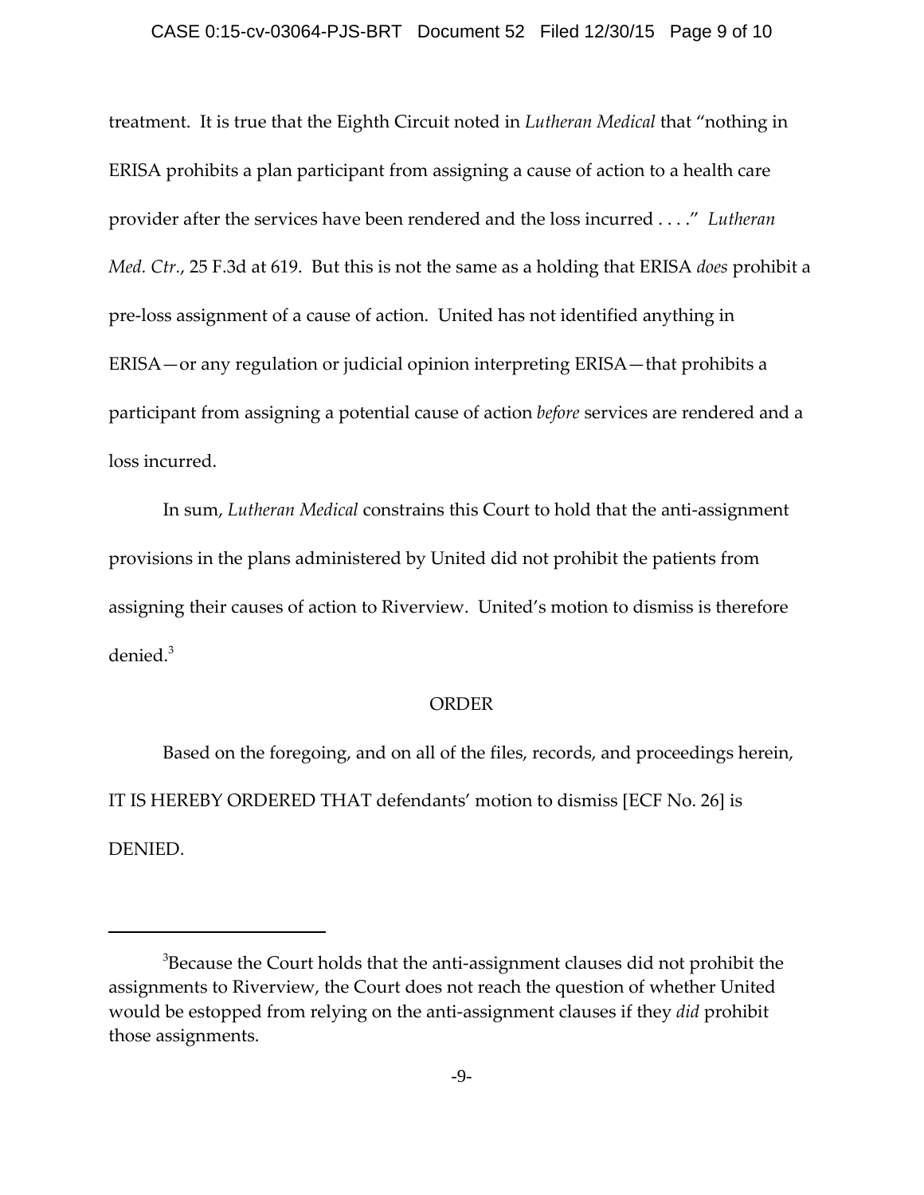treatment. It is true that the Eighth Circuit noted in *Lutheran Medical* that "nothing in ERISA prohibits a plan participant from assigning a cause of action to a health care provider after the services have been rendered and the loss incurred . . . ." *Lutheran Med. Ctr.*, 25 F.3d at 619. But this is not the same as a holding that ERISA *does* prohibit a pre-loss assignment of a cause of action. United has not identified anything in ERISA—or any regulation or judicial opinion interpreting ERISA—that prohibits a participant from assigning a potential cause of action *before* services are rendered and a loss incurred.

In sum, *Lutheran Medical* constrains this Court to hold that the anti-assignment provisions in the plans administered by United did not prohibit the patients from assigning their causes of action to Riverview. United's motion to dismiss is therefore denied.[3]

## ORDER

Based on the foregoing, and on all of the files, records, and proceedings herein, IT IS HEREBY ORDERED THAT defendants' motion to dismiss [ECF No. 26] is DENIED.

---

[3]Because the Court holds that the anti-assignment clauses did not prohibit the assignments to Riverview, the Court does not reach the question of whether United would be estopped from relying on the anti-assignment clauses if they *did* prohibit those assignments.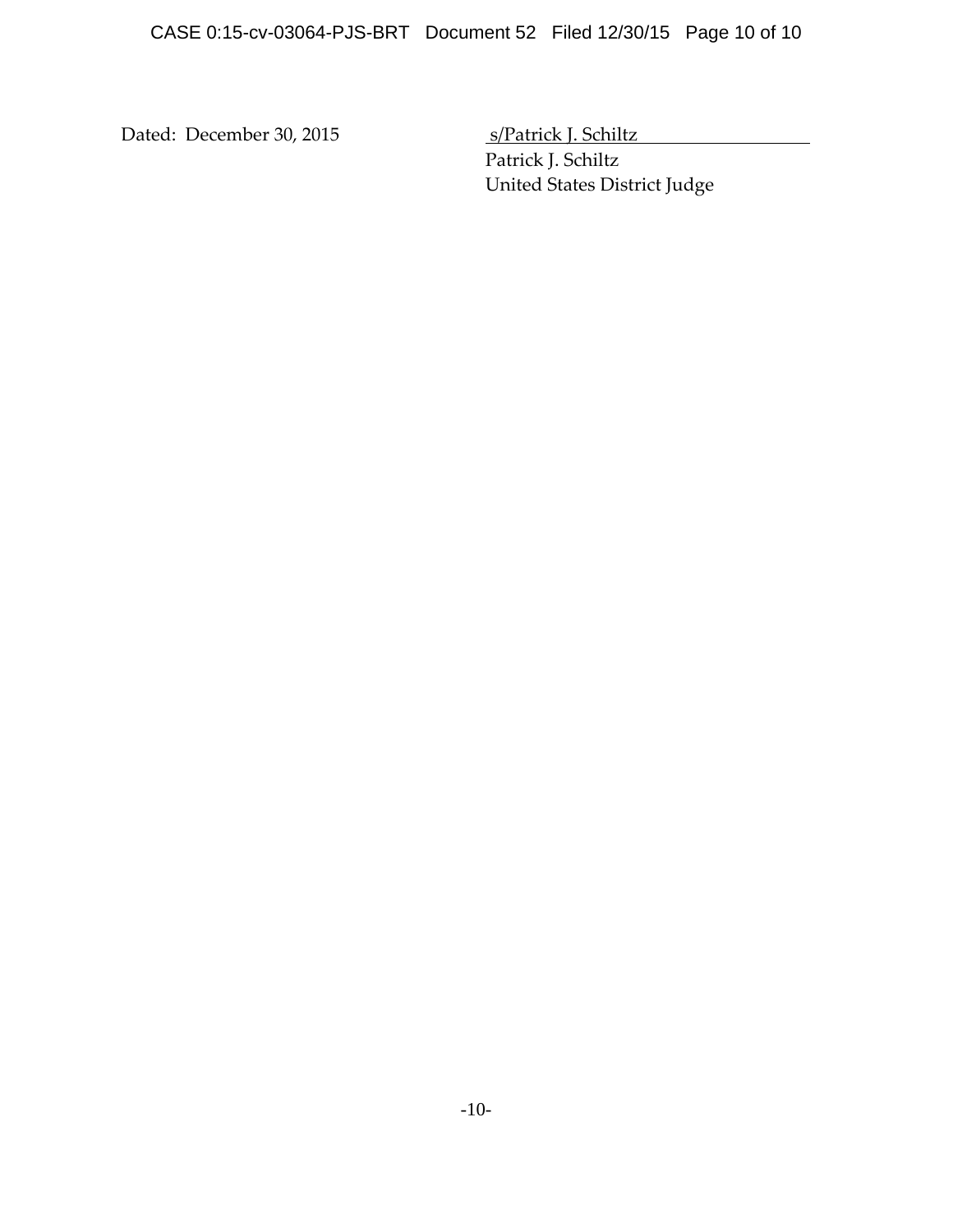Dated: December 30, 2015

s/Patrick J. Schiltz
Patrick J. Schiltz
United States District Judge